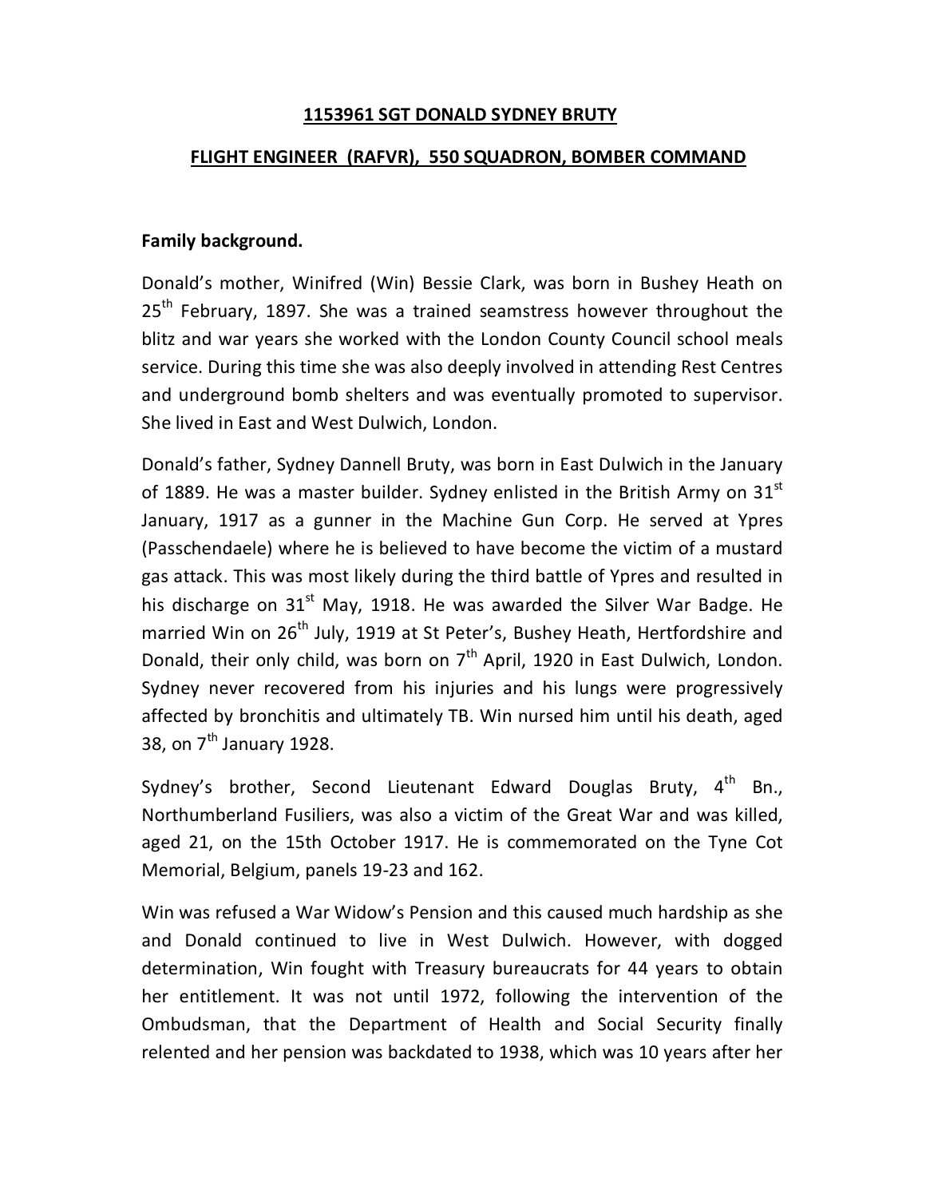# 1153961 SGT DONALD SYDNEY BRUTY

## FLIGHT ENGINEER (RAFVR), 550 SQUADRON, BOMBER COMMAND

**Family background.**

Donald's mother, Winifred (Win) Bessie Clark, was born in Bushey Heath on 25th February, 1897. She was a trained seamstress however throughout the blitz and war years she worked with the London County Council school meals service. During this time she was also deeply involved in attending Rest Centres and underground bomb shelters and was eventually promoted to supervisor. She lived in East and West Dulwich, London.

Donald's father, Sydney Dannell Bruty, was born in East Dulwich in the January of 1889. He was a master builder. Sydney enlisted in the British Army on 31st January, 1917 as a gunner in the Machine Gun Corp. He served at Ypres (Passchendaele) where he is believed to have become the victim of a mustard gas attack. This was most likely during the third battle of Ypres and resulted in his discharge on 31st May, 1918. He was awarded the Silver War Badge. He married Win on 26th July, 1919 at St Peter's, Bushey Heath, Hertfordshire and Donald, their only child, was born on 7th April, 1920 in East Dulwich, London. Sydney never recovered from his injuries and his lungs were progressively affected by bronchitis and ultimately TB. Win nursed him until his death, aged 38, on 7th January 1928.

Sydney's brother, Second Lieutenant Edward Douglas Bruty, 4th Bn., Northumberland Fusiliers, was also a victim of the Great War and was killed, aged 21, on the 15th October 1917. He is commemorated on the Tyne Cot Memorial, Belgium, panels 19-23 and 162.

Win was refused a War Widow's Pension and this caused much hardship as she and Donald continued to live in West Dulwich. However, with dogged determination, Win fought with Treasury bureaucrats for 44 years to obtain her entitlement. It was not until 1972, following the intervention of the Ombudsman, that the Department of Health and Social Security finally relented and her pension was backdated to 1938, which was 10 years after her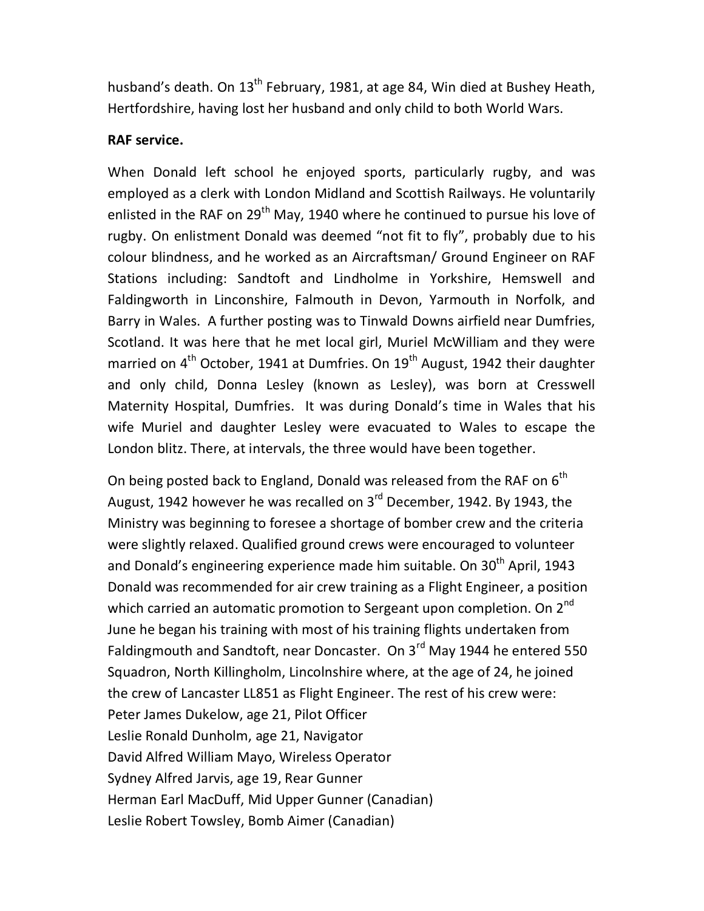husband's death. On 13th February, 1981, at age 84, Win died at Bushey Heath, Hertfordshire, having lost her husband and only child to both World Wars.

**RAF service.**

When Donald left school he enjoyed sports, particularly rugby, and was employed as a clerk with London Midland and Scottish Railways. He voluntarily enlisted in the RAF on 29th May, 1940 where he continued to pursue his love of rugby. On enlistment Donald was deemed "not fit to fly", probably due to his colour blindness, and he worked as an Aircraftsman/ Ground Engineer on RAF Stations including: Sandtoft and Lindholme in Yorkshire, Hemswell and Faldingworth in Linconshire, Falmouth in Devon, Yarmouth in Norfolk, and Barry in Wales. A further posting was to Tinwald Downs airfield near Dumfries, Scotland. It was here that he met local girl, Muriel McWilliam and they were married on 4th October, 1941 at Dumfries. On 19th August, 1942 their daughter and only child, Donna Lesley (known as Lesley), was born at Cresswell Maternity Hospital, Dumfries. It was during Donald's time in Wales that his wife Muriel and daughter Lesley were evacuated to Wales to escape the London blitz. There, at intervals, the three would have been together.

On being posted back to England, Donald was released from the RAF on 6th August, 1942 however he was recalled on 3rd December, 1942. By 1943, the Ministry was beginning to foresee a shortage of bomber crew and the criteria were slightly relaxed. Qualified ground crews were encouraged to volunteer and Donald's engineering experience made him suitable. On 30th April, 1943 Donald was recommended for air crew training as a Flight Engineer, a position which carried an automatic promotion to Sergeant upon completion. On 2nd June he began his training with most of his training flights undertaken from Faldingmouth and Sandtoft, near Doncaster. On 3rd May 1944 he entered 550 Squadron, North Killingholm, Lincolnshire where, at the age of 24, he joined the crew of Lancaster LL851 as Flight Engineer. The rest of his crew were:
Peter James Dukelow, age 21, Pilot Officer
Leslie Ronald Dunholm, age 21, Navigator
David Alfred William Mayo, Wireless Operator
Sydney Alfred Jarvis, age 19, Rear Gunner
Herman Earl MacDuff, Mid Upper Gunner (Canadian)
Leslie Robert Towsley, Bomb Aimer (Canadian)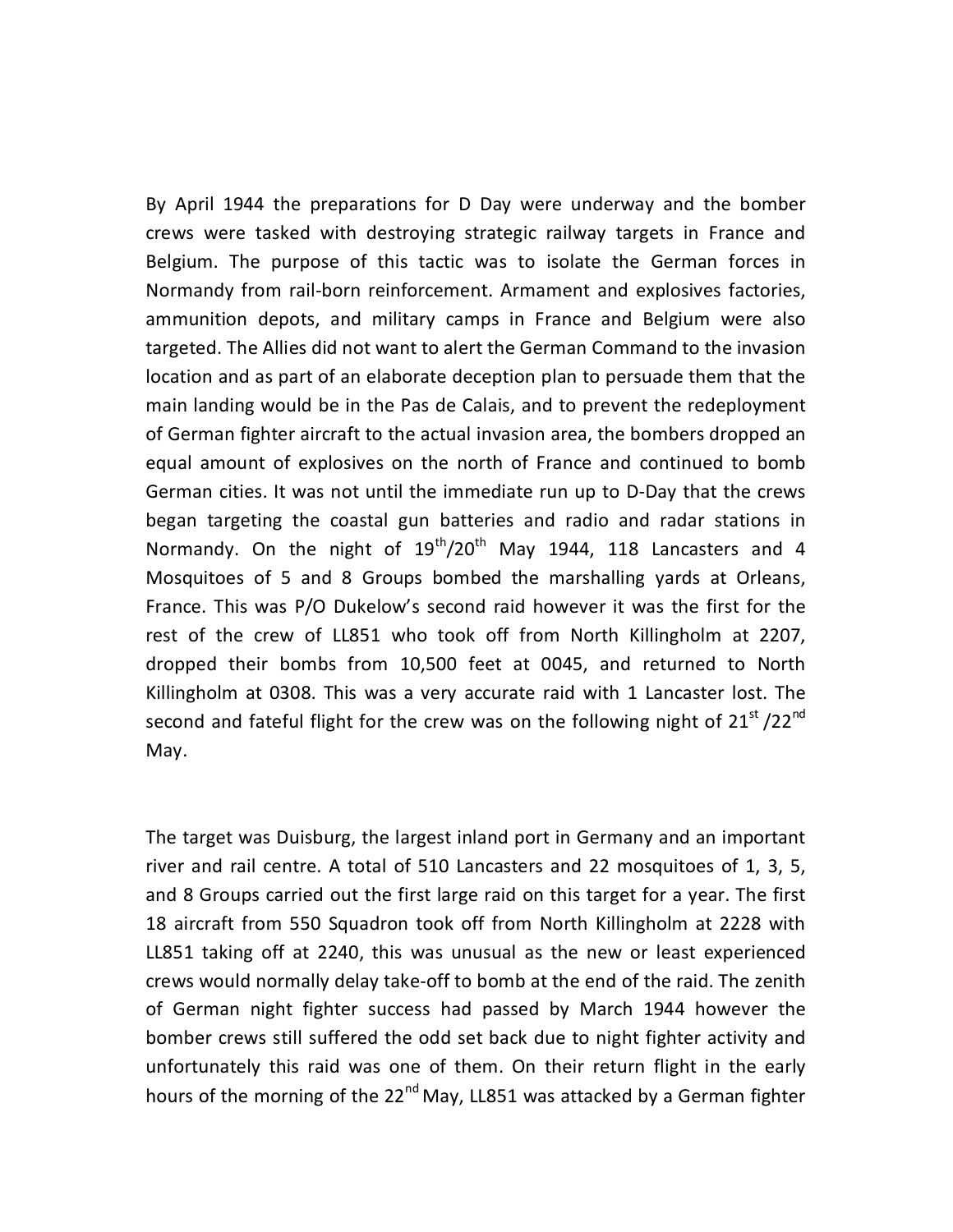By April 1944 the preparations for D Day were underway and the bomber crews were tasked with destroying strategic railway targets in France and Belgium. The purpose of this tactic was to isolate the German forces in Normandy from rail-born reinforcement. Armament and explosives factories, ammunition depots, and military camps in France and Belgium were also targeted. The Allies did not want to alert the German Command to the invasion location and as part of an elaborate deception plan to persuade them that the main landing would be in the Pas de Calais, and to prevent the redeployment of German fighter aircraft to the actual invasion area, the bombers dropped an equal amount of explosives on the north of France and continued to bomb German cities. It was not until the immediate run up to D-Day that the crews began targeting the coastal gun batteries and radio and radar stations in Normandy. On the night of 19th/20th May 1944, 118 Lancasters and 4 Mosquitoes of 5 and 8 Groups bombed the marshalling yards at Orleans, France. This was P/O Dukelow's second raid however it was the first for the rest of the crew of LL851 who took off from North Killingholm at 2207, dropped their bombs from 10,500 feet at 0045, and returned to North Killingholm at 0308. This was a very accurate raid with 1 Lancaster lost. The second and fateful flight for the crew was on the following night of 21st /22nd May.

The target was Duisburg, the largest inland port in Germany and an important river and rail centre. A total of 510 Lancasters and 22 mosquitoes of 1, 3, 5, and 8 Groups carried out the first large raid on this target for a year. The first 18 aircraft from 550 Squadron took off from North Killingholm at 2228 with LL851 taking off at 2240, this was unusual as the new or least experienced crews would normally delay take-off to bomb at the end of the raid. The zenith of German night fighter success had passed by March 1944 however the bomber crews still suffered the odd set back due to night fighter activity and unfortunately this raid was one of them. On their return flight in the early hours of the morning of the 22nd May, LL851 was attacked by a German fighter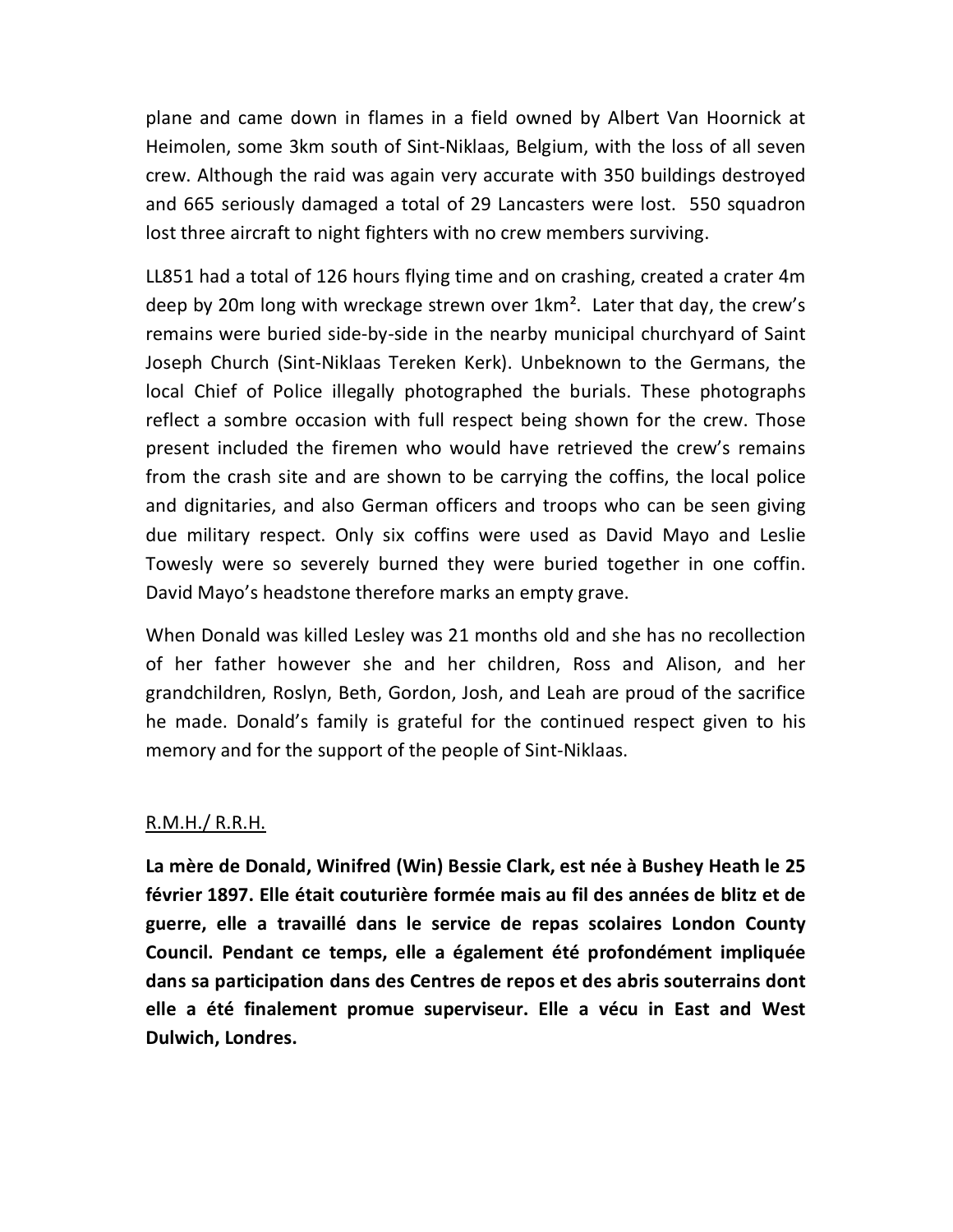plane and came down in flames in a field owned by Albert Van Hoornick at Heimolen, some 3km south of Sint-Niklaas, Belgium, with the loss of all seven crew. Although the raid was again very accurate with 350 buildings destroyed and 665 seriously damaged a total of 29 Lancasters were lost. 550 squadron lost three aircraft to night fighters with no crew members surviving.

LL851 had a total of 126 hours flying time and on crashing, created a crater 4m deep by 20m long with wreckage strewn over 1km². Later that day, the crew's remains were buried side-by-side in the nearby municipal churchyard of Saint Joseph Church (Sint-Niklaas Tereken Kerk). Unbeknown to the Germans, the local Chief of Police illegally photographed the burials. These photographs reflect a sombre occasion with full respect being shown for the crew. Those present included the firemen who would have retrieved the crew's remains from the crash site and are shown to be carrying the coffins, the local police and dignitaries, and also German officers and troops who can be seen giving due military respect. Only six coffins were used as David Mayo and Leslie Towesly were so severely burned they were buried together in one coffin. David Mayo's headstone therefore marks an empty grave.

When Donald was killed Lesley was 21 months old and she has no recollection of her father however she and her children, Ross and Alison, and her grandchildren, Roslyn, Beth, Gordon, Josh, and Leah are proud of the sacrifice he made. Donald's family is grateful for the continued respect given to his memory and for the support of the people of Sint-Niklaas.

<u>R.M.H./ R.R.H.</u>

**La mère de Donald, Winifred (Win) Bessie Clark, est née à Bushey Heath le 25 février 1897. Elle était couturière formée mais au fil des années de blitz et de guerre, elle a travaillé dans le service de repas scolaires London County Council. Pendant ce temps, elle a également été profondément impliquée dans sa participation dans des Centres de repos et des abris souterrains dont elle a été finalement promue superviseur. Elle a vécu in East and West Dulwich, Londres.**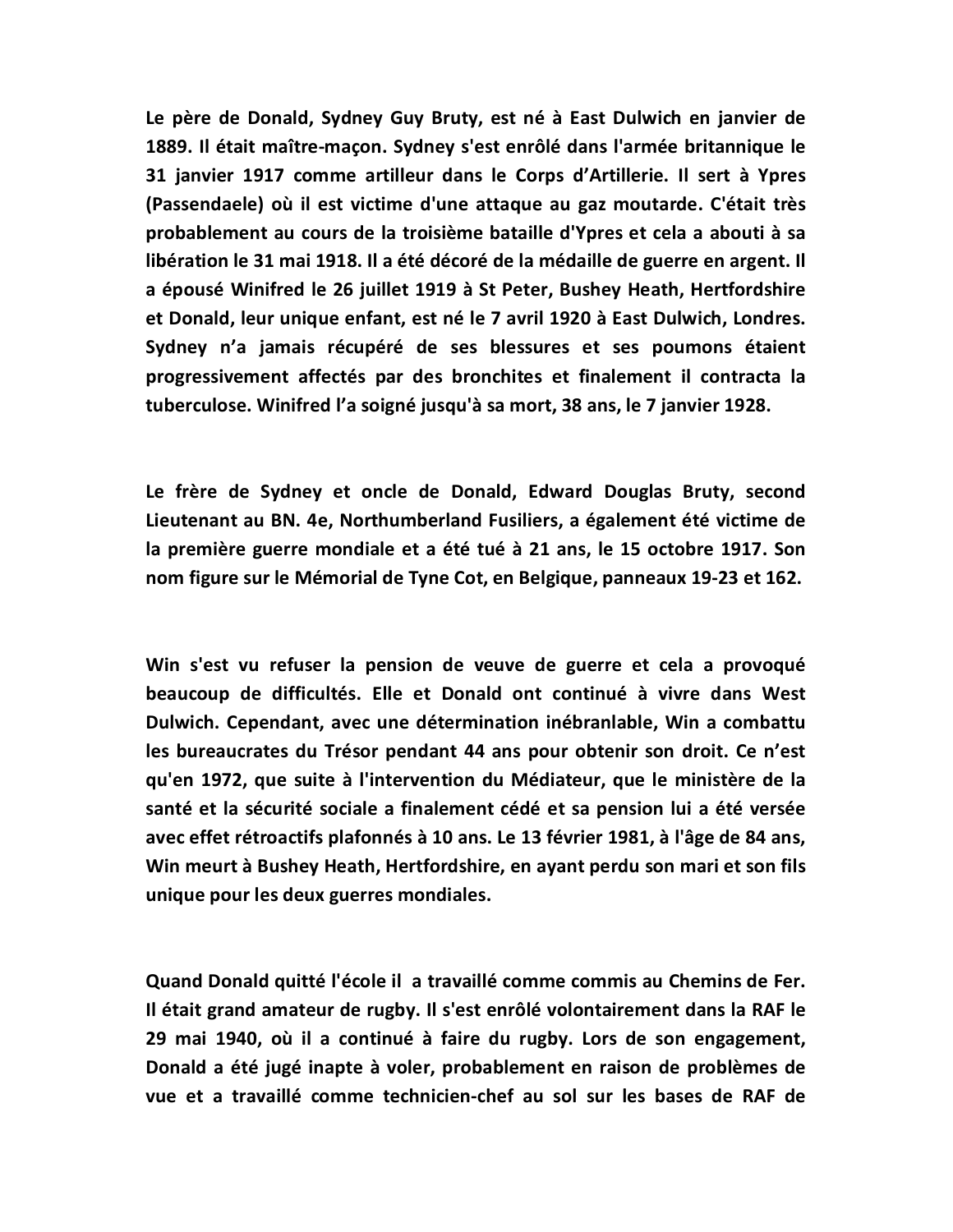**Le père de Donald, Sydney Guy Bruty, est né à East Dulwich en janvier de 1889. Il était maître-maçon. Sydney s'est enrôlé dans l'armée britannique le 31 janvier 1917 comme artilleur dans le Corps d'Artillerie. Il sert à Ypres (Passendaele) où il est victime d'une attaque au gaz moutarde. C'était très probablement au cours de la troisième bataille d'Ypres et cela a abouti à sa libération le 31 mai 1918. Il a été décoré de la médaille de guerre en argent. Il a épousé Winifred le 26 juillet 1919 à St Peter, Bushey Heath, Hertfordshire et Donald, leur unique enfant, est né le 7 avril 1920 à East Dulwich, Londres. Sydney n'a jamais récupéré de ses blessures et ses poumons étaient progressivement affectés par des bronchites et finalement il contracta la tuberculose. Winifred l'a soigné jusqu'à sa mort, 38 ans, le 7 janvier 1928.**

**Le frère de Sydney et oncle de Donald, Edward Douglas Bruty, second Lieutenant au BN. 4e, Northumberland Fusiliers, a également été victime de la première guerre mondiale et a été tué à 21 ans, le 15 octobre 1917. Son nom figure sur le Mémorial de Tyne Cot, en Belgique, panneaux 19-23 et 162.**

**Win s'est vu refuser la pension de veuve de guerre et cela a provoqué beaucoup de difficultés. Elle et Donald ont continué à vivre dans West Dulwich. Cependant, avec une détermination inébranlable, Win a combattu les bureaucrates du Trésor pendant 44 ans pour obtenir son droit. Ce n'est qu'en 1972, que suite à l'intervention du Médiateur, que le ministère de la santé et la sécurité sociale a finalement cédé et sa pension lui a été versée avec effet rétroactifs plafonnés à 10 ans. Le 13 février 1981, à l'âge de 84 ans, Win meurt à Bushey Heath, Hertfordshire, en ayant perdu son mari et son fils unique pour les deux guerres mondiales.**

**Quand Donald quitté l'école il a travaillé comme commis au Chemins de Fer. Il était grand amateur de rugby. Il s'est enrôlé volontairement dans la RAF le 29 mai 1940, où il a continué à faire du rugby. Lors de son engagement, Donald a été jugé inapte à voler, probablement en raison de problèmes de vue et a travaillé comme technicien-chef au sol sur les bases de RAF de**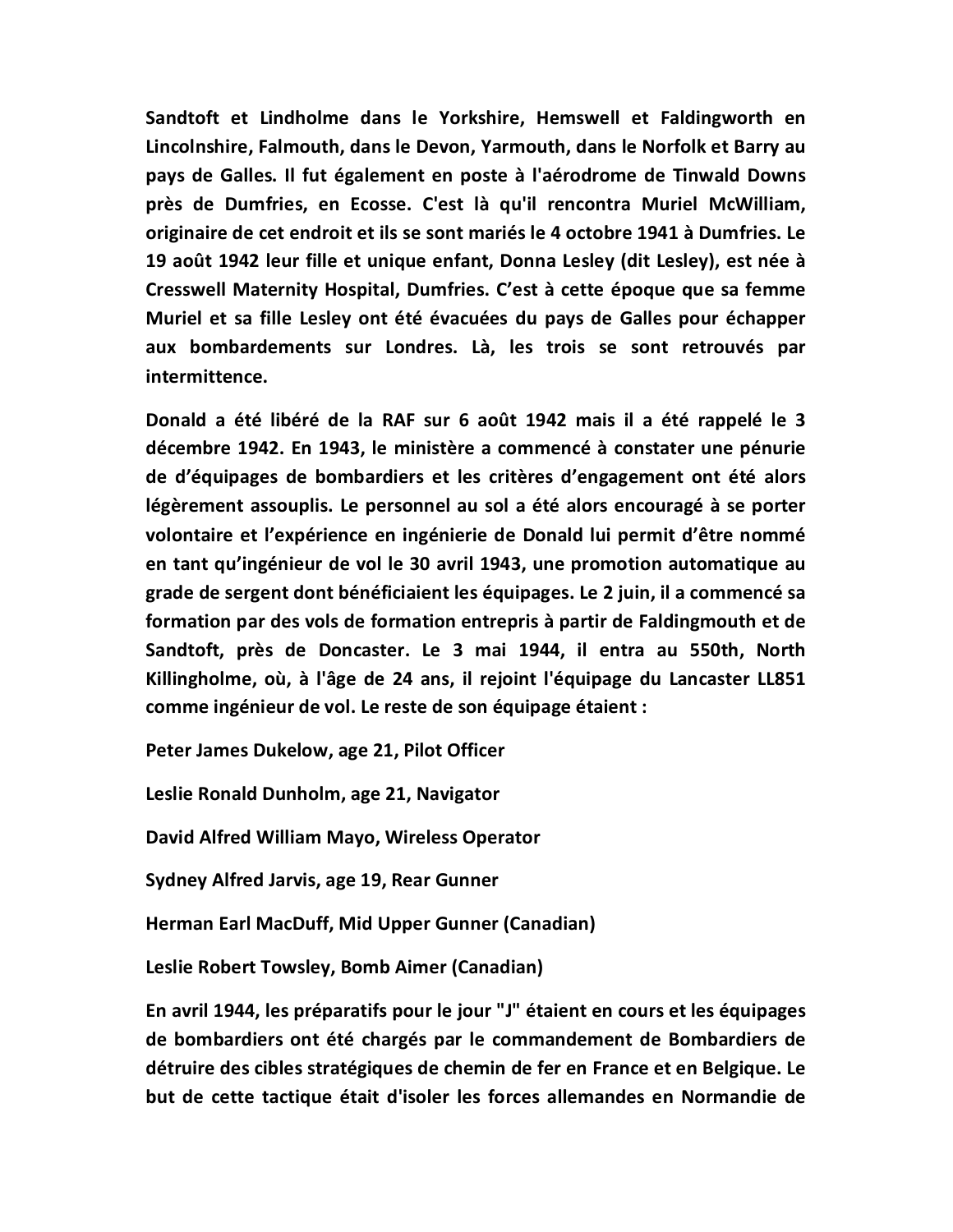**Sandtoft et Lindholme dans le Yorkshire, Hemswell et Faldingworth en Lincolnshire, Falmouth, dans le Devon, Yarmouth, dans le Norfolk et Barry au pays de Galles. Il fut également en poste à l'aérodrome de Tinwald Downs près de Dumfries, en Ecosse. C'est là qu'il rencontra Muriel McWilliam, originaire de cet endroit et ils se sont mariés le 4 octobre 1941 à Dumfries. Le 19 août 1942 leur fille et unique enfant, Donna Lesley (dit Lesley), est née à Cresswell Maternity Hospital, Dumfries. C'est à cette époque que sa femme Muriel et sa fille Lesley ont été évacuées du pays de Galles pour échapper aux bombardements sur Londres. Là, les trois se sont retrouvés par intermittence.**

**Donald a été libéré de la RAF sur 6 août 1942 mais il a été rappelé le 3 décembre 1942. En 1943, le ministère a commencé à constater une pénurie de d'équipages de bombardiers et les critères d'engagement ont été alors légèrement assouplis. Le personnel au sol a été alors encouragé à se porter volontaire et l'expérience en ingénierie de Donald lui permit d'être nommé en tant qu'ingénieur de vol le 30 avril 1943, une promotion automatique au grade de sergent dont bénéficiaient les équipages. Le 2 juin, il a commencé sa formation par des vols de formation entrepris à partir de Faldingmouth et de Sandtoft, près de Doncaster. Le 3 mai 1944, il entra au 550th, North Killingholme, où, à l'âge de 24 ans, il rejoint l'équipage du Lancaster LL851 comme ingénieur de vol. Le reste de son équipage étaient :**

**Peter James Dukelow, age 21, Pilot Officer**

**Leslie Ronald Dunholm, age 21, Navigator**

**David Alfred William Mayo, Wireless Operator**

**Sydney Alfred Jarvis, age 19, Rear Gunner**

**Herman Earl MacDuff, Mid Upper Gunner (Canadian)**

**Leslie Robert Towsley, Bomb Aimer (Canadian)**

**En avril 1944, les préparatifs pour le jour "J" étaient en cours et les équipages de bombardiers ont été chargés par le commandement de Bombardiers de détruire des cibles stratégiques de chemin de fer en France et en Belgique. Le but de cette tactique était d'isoler les forces allemandes en Normandie de**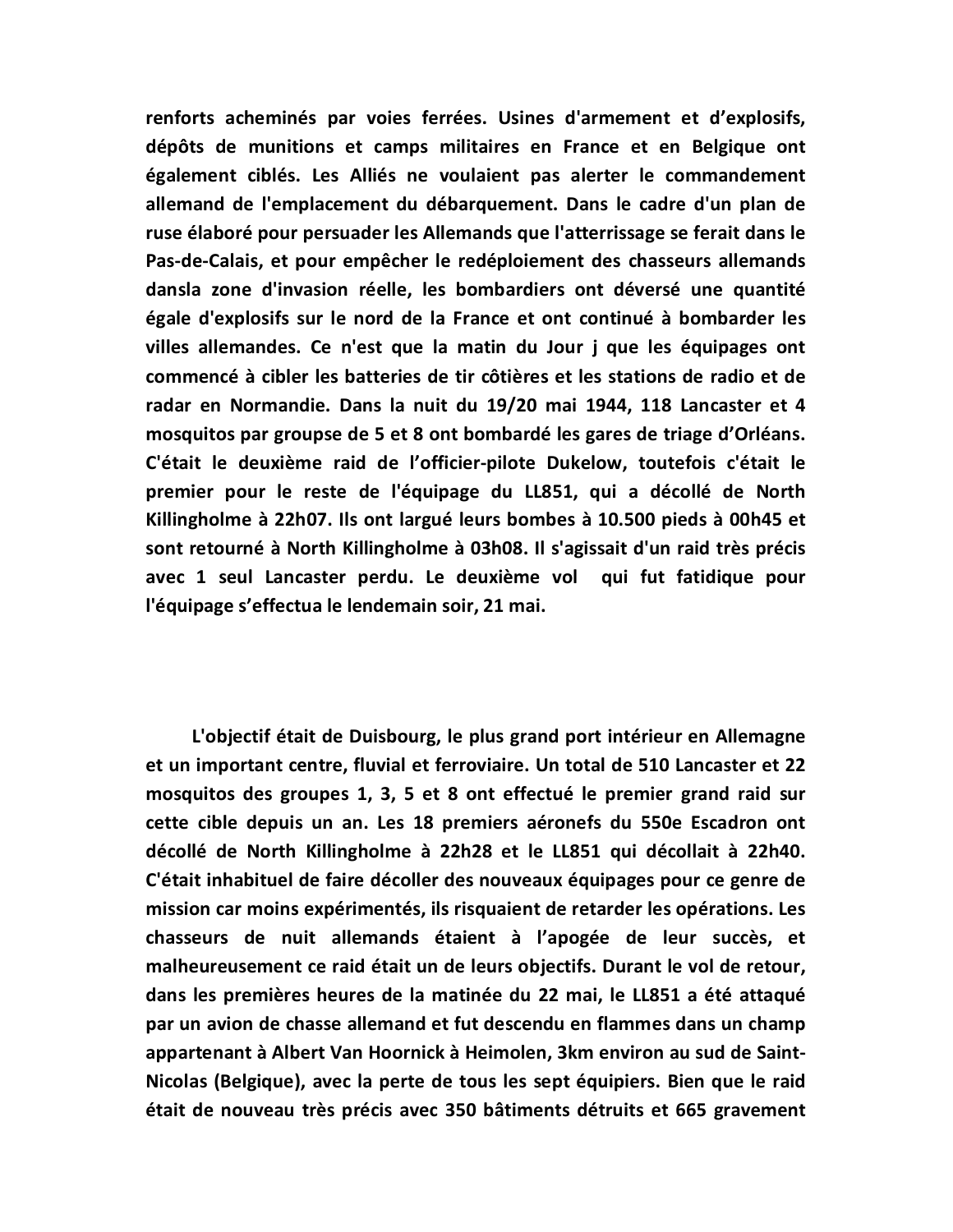**renforts acheminés par voies ferrées. Usines d'armement et d'explosifs, dépôts de munitions et camps militaires en France et en Belgique ont également ciblés. Les Alliés ne voulaient pas alerter le commandement allemand de l'emplacement du débarquement. Dans le cadre d'un plan de ruse élaboré pour persuader les Allemands que l'atterrissage se ferait dans le Pas-de-Calais, et pour empêcher le redéploiement des chasseurs allemands dansla zone d'invasion réelle, les bombardiers ont déversé une quantité égale d'explosifs sur le nord de la France et ont continué à bombarder les villes allemandes. Ce n'est que la matin du Jour j que les équipages ont commencé à cibler les batteries de tir côtières et les stations de radio et de radar en Normandie. Dans la nuit du 19/20 mai 1944, 118 Lancaster et 4 mosquitos par groupse de 5 et 8 ont bombardé les gares de triage d'Orléans. C'était le deuxième raid de l'officier-pilote Dukelow, toutefois c'était le premier pour le reste de l'équipage du LL851, qui a décollé de North Killingholme à 22h07. Ils ont largué leurs bombes à 10.500 pieds à 00h45 et sont retourné à North Killingholme à 03h08. Il s'agissait d'un raid très précis avec 1 seul Lancaster perdu. Le deuxième vol qui fut fatidique pour l'équipage s'effectua le lendemain soir, 21 mai.**

**L'objectif était de Duisbourg, le plus grand port intérieur en Allemagne et un important centre, fluvial et ferroviaire. Un total de 510 Lancaster et 22 mosquitos des groupes 1, 3, 5 et 8 ont effectué le premier grand raid sur cette cible depuis un an. Les 18 premiers aéronefs du 550e Escadron ont décollé de North Killingholme à 22h28 et le LL851 qui décollait à 22h40. C'était inhabituel de faire décoller des nouveaux équipages pour ce genre de mission car moins expérimentés, ils risquaient de retarder les opérations. Les chasseurs de nuit allemands étaient à l'apogée de leur succès, et malheureusement ce raid était un de leurs objectifs. Durant le vol de retour, dans les premières heures de la matinée du 22 mai, le LL851 a été attaqué par un avion de chasse allemand et fut descendu en flammes dans un champ appartenant à Albert Van Hoornick à Heimolen, 3km environ au sud de Saint-Nicolas (Belgique), avec la perte de tous les sept équipiers. Bien que le raid était de nouveau très précis avec 350 bâtiments détruits et 665 gravement**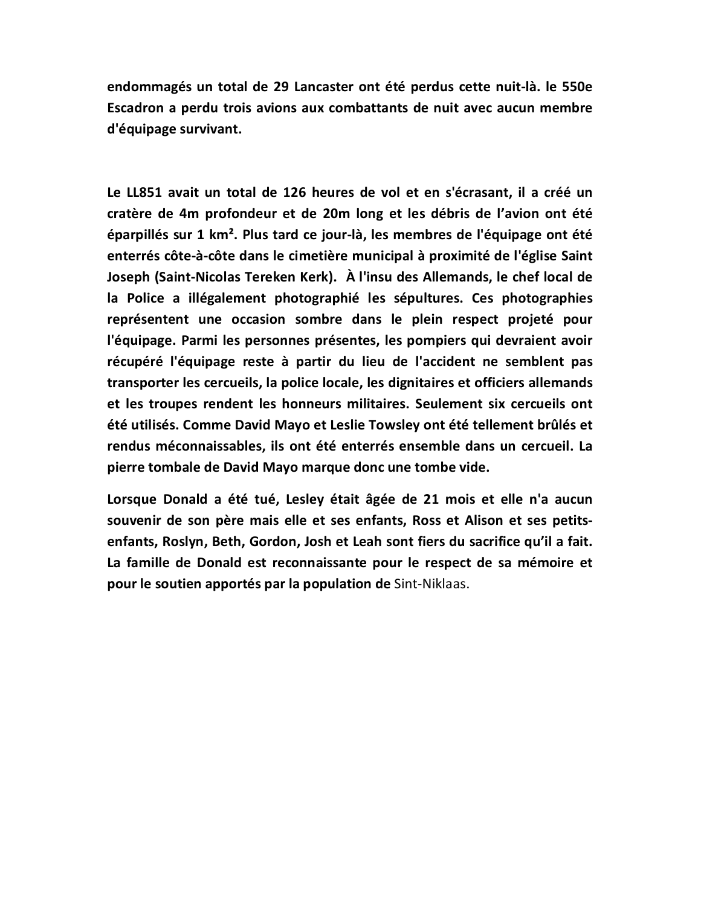**endommagés un total de 29 Lancaster ont été perdus cette nuit-là. le 550e Escadron a perdu trois avions aux combattants de nuit avec aucun membre d'équipage survivant.**

**Le LL851 avait un total de 126 heures de vol et en s'écrasant, il a créé un cratère de 4m profondeur et de 20m long et les débris de l'avion ont été éparpillés sur 1 km². Plus tard ce jour-là, les membres de l'équipage ont été enterrés côte-à-côte dans le cimetière municipal à proximité de l'église Saint Joseph (Saint-Nicolas Tereken Kerk). À l'insu des Allemands, le chef local de la Police a illégalement photographié les sépultures. Ces photographies représentent une occasion sombre dans le plein respect projeté pour l'équipage. Parmi les personnes présentes, les pompiers qui devraient avoir récupéré l'équipage reste à partir du lieu de l'accident ne semblent pas transporter les cercueils, la police locale, les dignitaires et officiers allemands et les troupes rendent les honneurs militaires. Seulement six cercueils ont été utilisés. Comme David Mayo et Leslie Towsley ont été tellement brûlés et rendus méconnaissables, ils ont été enterrés ensemble dans un cercueil. La pierre tombale de David Mayo marque donc une tombe vide.**

**Lorsque Donald a été tué, Lesley était âgée de 21 mois et elle n'a aucun souvenir de son père mais elle et ses enfants, Ross et Alison et ses petits-enfants, Roslyn, Beth, Gordon, Josh et Leah sont fiers du sacrifice qu'il a fait. La famille de Donald est reconnaissante pour le respect de sa mémoire et pour le soutien apportés par la population de** Sint-Niklaas.